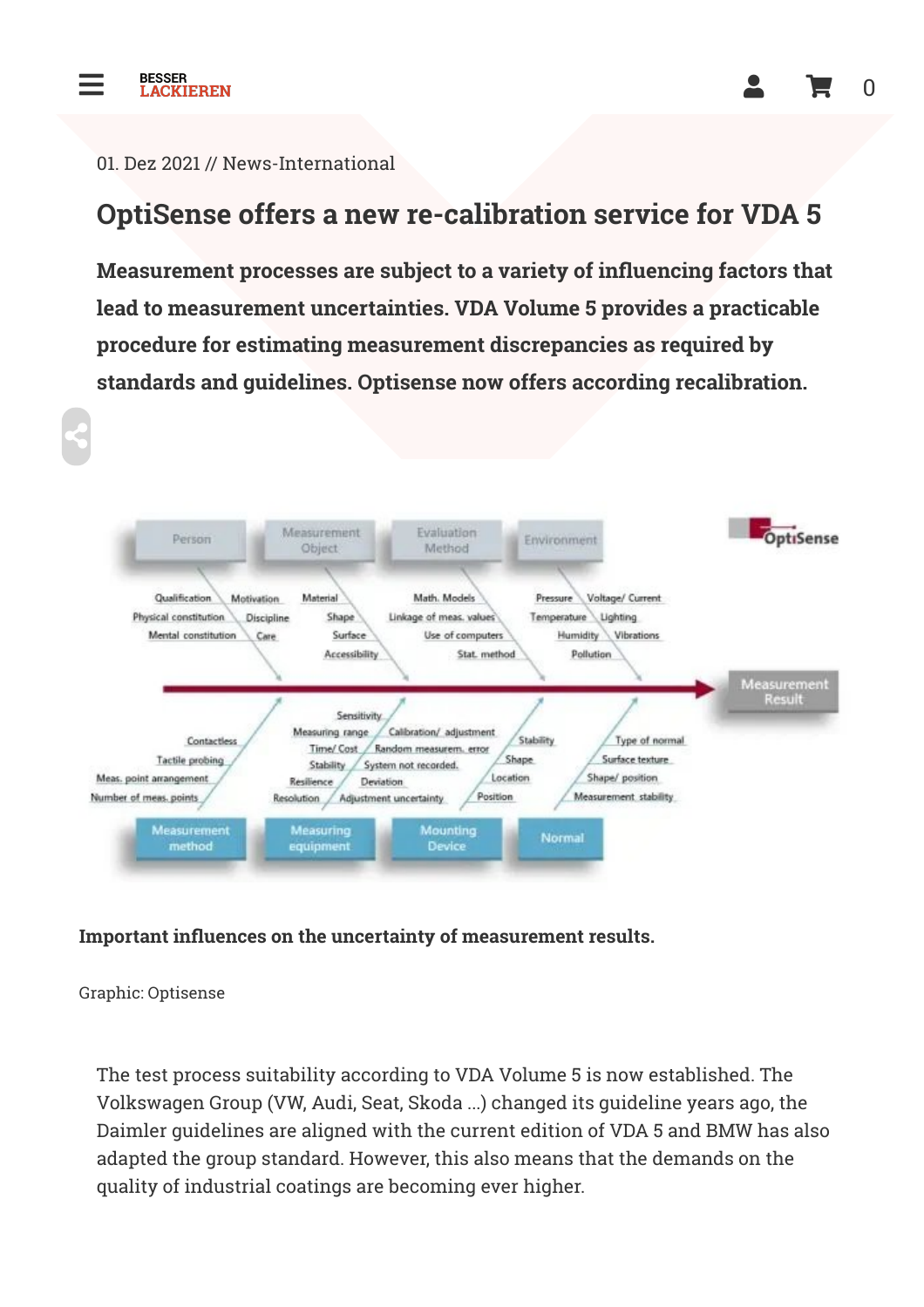01. Dez 2021 // News-International

# OptiSense offers a new re-calibration service for VDA 5

**Measurement processes are subject to a variety of influencing factors that lead to measurement uncertainties. VDA Volume 5 provides a practicable procedure for estimating measurement discrepancies as required by standards and guidelines. Optisense now offers according recalibration.**

**Important influences on the uncertainty of measurement results.**

Graphic: Optisense

The test process suitability according to VDA Volume 5 is now established. The Volkswagen Group (VW, Audi, Seat, Skoda ...) changed its guideline years ago, the Daimler guidelines are aligned with the current edition of VDA 5 and BMW has also adapted the group standard. However, this also means that the demands on the quality of industrial coatings are becoming ever higher.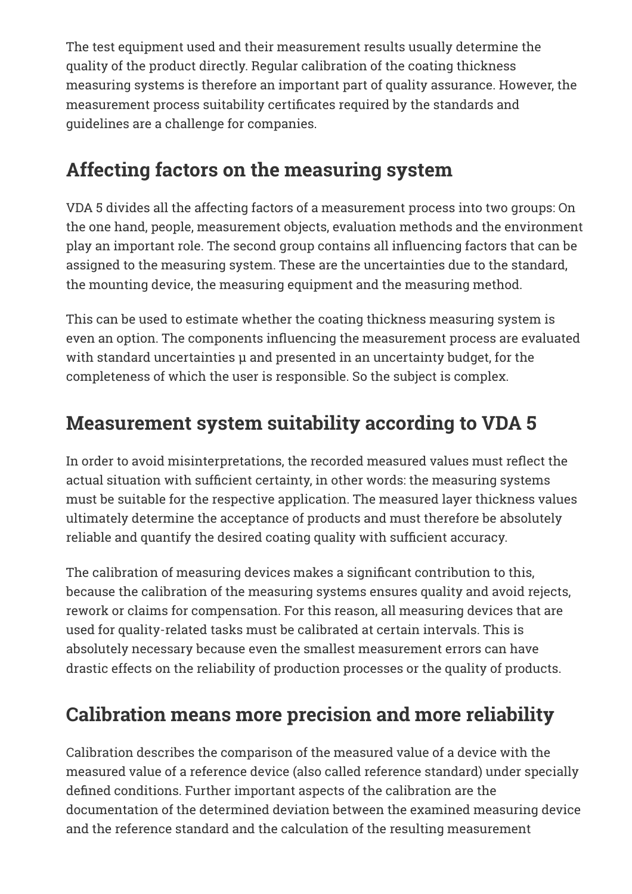The test equipment used and their measurement results usually determine the quality of the product directly. Regular calibration of the coating thickness measuring systems is therefore an important part of quality assurance. However, the measurement process suitability certificates required by the standards and guidelines are a challenge for companies.

## Affecting factors on the measuring system

VDA 5 divides all the affecting factors of a measurement process into two groups: On the one hand, people, measurement objects, evaluation methods and the environment play an important role. The second group contains all influencing factors that can be assigned to the measuring system. These are the uncertainties due to the standard, the mounting device, the measuring equipment and the measuring method.

This can be used to estimate whether the coating thickness measuring system is even an option. The components influencing the measurement process are evaluated with standard uncertainties µ and presented in an uncertainty budget, for the completeness of which the user is responsible. So the subject is complex.

## Measurement system suitability according to VDA 5

In order to avoid misinterpretations, the recorded measured values must reflect the actual situation with sufficient certainty, in other words: the measuring systems must be suitable for the respective application. The measured layer thickness values ultimately determine the acceptance of products and must therefore be absolutely reliable and quantify the desired coating quality with sufficient accuracy.

The calibration of measuring devices makes a significant contribution to this, because the calibration of the measuring systems ensures quality and avoid rejects, rework or claims for compensation. For this reason, all measuring devices that are used for quality-related tasks must be calibrated at certain intervals. This is absolutely necessary because even the smallest measurement errors can have drastic effects on the reliability of production processes or the quality of products.

## Calibration means more precision and more reliability

Calibration describes the comparison of the measured value of a device with the measured value of a reference device (also called reference standard) under specially defined conditions. Further important aspects of the calibration are the documentation of the determined deviation between the examined measuring device and the reference standard and the calculation of the resulting measurement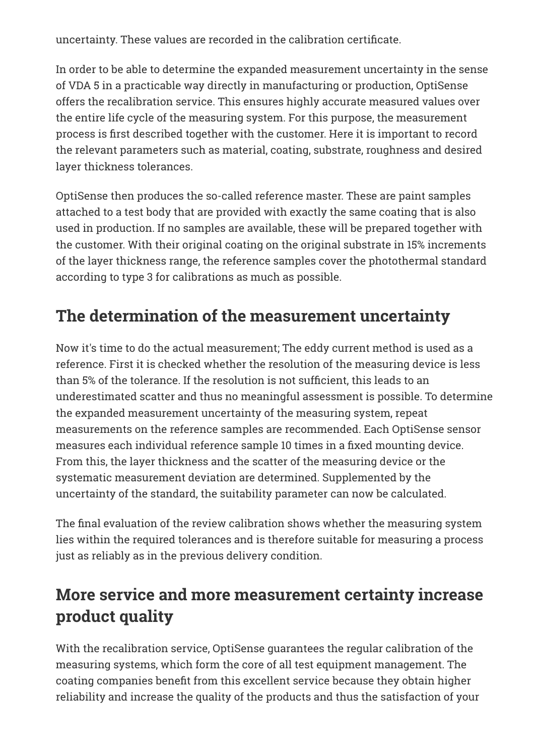uncertainty. These values are recorded in the calibration certificate.

In order to be able to determine the expanded measurement uncertainty in the sense of VDA 5 in a practicable way directly in manufacturing or production, OptiSense offers the recalibration service. This ensures highly accurate measured values over the entire life cycle of the measuring system. For this purpose, the measurement process is first described together with the customer. Here it is important to record the relevant parameters such as material, coating, substrate, roughness and desired layer thickness tolerances.

OptiSense then produces the so-called reference master. These are paint samples attached to a test body that are provided with exactly the same coating that is also used in production. If no samples are available, these will be prepared together with the customer. With their original coating on the original substrate in 15% increments of the layer thickness range, the reference samples cover the photothermal standard according to type 3 for calibrations as much as possible.

## The determination of the measurement uncertainty

Now it's time to do the actual measurement; The eddy current method is used as a reference. First it is checked whether the resolution of the measuring device is less than 5% of the tolerance. If the resolution is not sufficient, this leads to an underestimated scatter and thus no meaningful assessment is possible. To determine the expanded measurement uncertainty of the measuring system, repeat measurements on the reference samples are recommended. Each OptiSense sensor measures each individual reference sample 10 times in a fixed mounting device. From this, the layer thickness and the scatter of the measuring device or the systematic measurement deviation are determined. Supplemented by the uncertainty of the standard, the suitability parameter can now be calculated.

The final evaluation of the review calibration shows whether the measuring system lies within the required tolerances and is therefore suitable for measuring a process just as reliably as in the previous delivery condition.

## More service and more measurement certainty increase product quality

With the recalibration service, OptiSense guarantees the regular calibration of the measuring systems, which form the core of all test equipment management. The coating companies benefit from this excellent service because they obtain higher reliability and increase the quality of the products and thus the satisfaction of your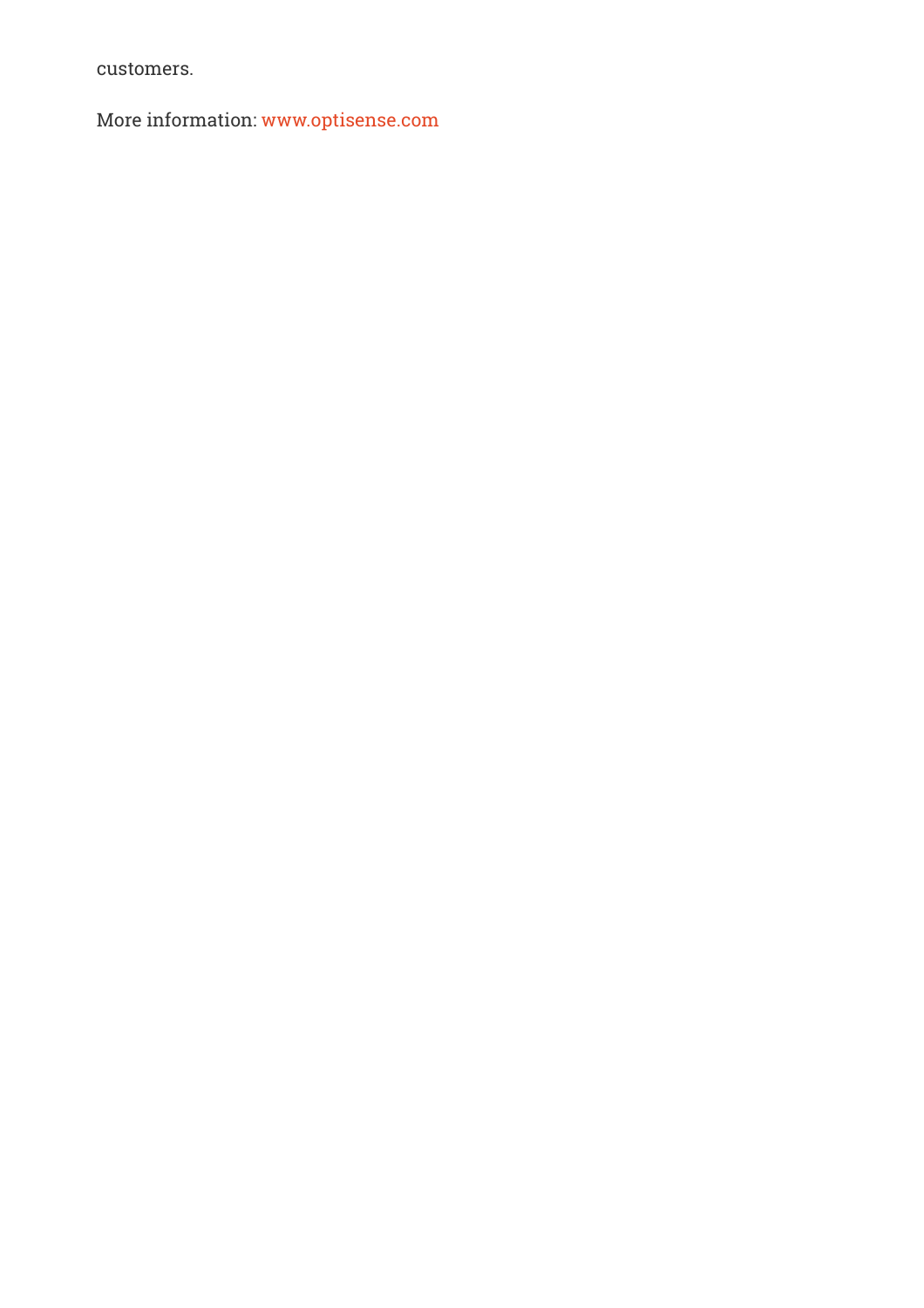customers.

More information: [www.optisense.com](www.optisense.com)